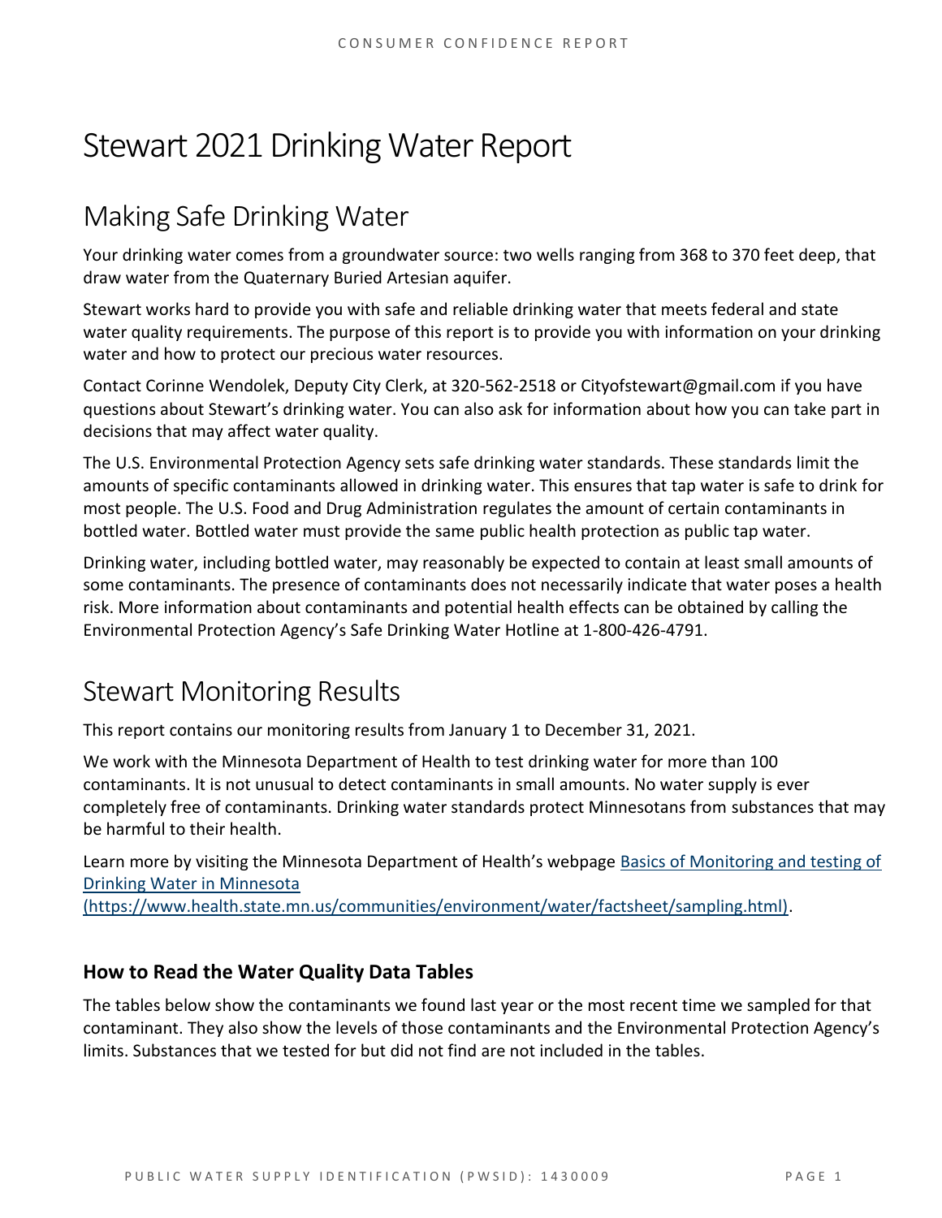# Stewart 2021 Drinking Water Report

## Making Safe Drinking Water

Your drinking water comes from a groundwater source: two wells ranging from 368 to 370 feet deep, that draw water from the Quaternary Buried Artesian aquifer.

Stewart works hard to provide you with safe and reliable drinking water that meets federal and state water quality requirements. The purpose of this report is to provide you with information on your drinking water and how to protect our precious water resources.

Contact Corinne Wendolek, Deputy City Clerk, at 320-562-2518 or Cityofstewart@gmail.com if you have questions about Stewart's drinking water. You can also ask for information about how you can take part in decisions that may affect water quality.

The U.S. Environmental Protection Agency sets safe drinking water standards. These standards limit the amounts of specific contaminants allowed in drinking water. This ensures that tap water is safe to drink for most people. The U.S. Food and Drug Administration regulates the amount of certain contaminants in bottled water. Bottled water must provide the same public health protection as public tap water.

Drinking water, including bottled water, may reasonably be expected to contain at least small amounts of some contaminants. The presence of contaminants does not necessarily indicate that water poses a health risk. More information about contaminants and potential health effects can be obtained by calling the Environmental Protection Agency's Safe Drinking Water Hotline at 1-800-426-4791.

## Stewart Monitoring Results

This report contains our monitoring results from January 1 to December 31, 2021.

We work with the Minnesota Department of Health to test drinking water for more than 100 contaminants. It is not unusual to detect contaminants in small amounts. No water supply is ever completely free of contaminants. Drinking water standards protect Minnesotans from substances that may be harmful to their health.

Learn more by visiting the Minnesota Department of Health's webpage [Basics of Monitoring and testing of Drinking Water in Minnesota (https://www.health.state.mn.us/communities/environment/water/factsheet/sampling.html)](https://www.health.state.mn.us/communities/environment/water/factsheet/sampling.html).

### How to Read the Water Quality Data Tables

The tables below show the contaminants we found last year or the most recent time we sampled for that contaminant. They also show the levels of those contaminants and the Environmental Protection Agency's limits. Substances that we tested for but did not find are not included in the tables.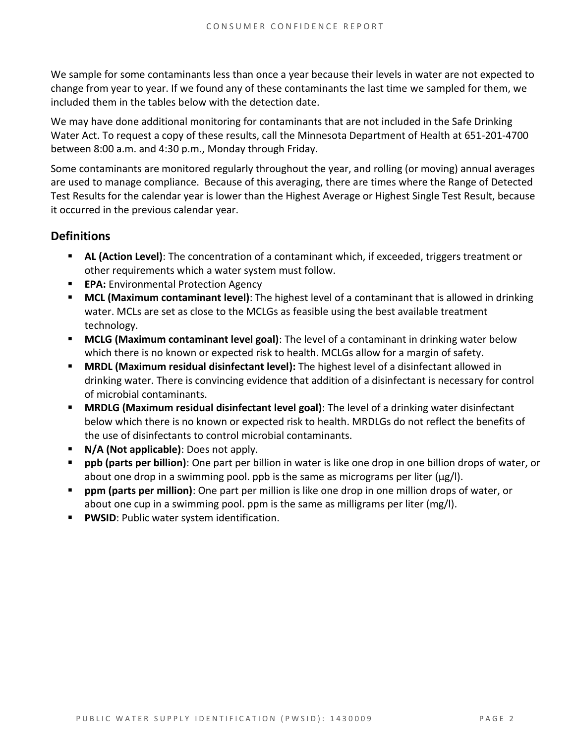We sample for some contaminants less than once a year because their levels in water are not expected to change from year to year. If we found any of these contaminants the last time we sampled for them, we included them in the tables below with the detection date.

We may have done additional monitoring for contaminants that are not included in the Safe Drinking Water Act. To request a copy of these results, call the Minnesota Department of Health at 651-201-4700 between 8:00 a.m. and 4:30 p.m., Monday through Friday.

Some contaminants are monitored regularly throughout the year, and rolling (or moving) annual averages are used to manage compliance. Because of this averaging, there are times where the Range of Detected Test Results for the calendar year is lower than the Highest Average or Highest Single Test Result, because it occurred in the previous calendar year.

## Definitions

- **AL (Action Level)**: The concentration of a contaminant which, if exceeded, triggers treatment or other requirements which a water system must follow.
- **EPA:** Environmental Protection Agency
- **MCL (Maximum contaminant level)**: The highest level of a contaminant that is allowed in drinking water. MCLs are set as close to the MCLGs as feasible using the best available treatment technology.
- **MCLG (Maximum contaminant level goal)**: The level of a contaminant in drinking water below which there is no known or expected risk to health. MCLGs allow for a margin of safety.
- **MRDL (Maximum residual disinfectant level):** The highest level of a disinfectant allowed in drinking water. There is convincing evidence that addition of a disinfectant is necessary for control of microbial contaminants.
- **MRDLG (Maximum residual disinfectant level goal)**: The level of a drinking water disinfectant below which there is no known or expected risk to health. MRDLGs do not reflect the benefits of the use of disinfectants to control microbial contaminants.
- **N/A (Not applicable)**: Does not apply.
- **ppb (parts per billion)**: One part per billion in water is like one drop in one billion drops of water, or about one drop in a swimming pool. ppb is the same as micrograms per liter (μg/l).
- **ppm (parts per million)**: One part per million is like one drop in one million drops of water, or about one cup in a swimming pool. ppm is the same as milligrams per liter (mg/l).
- **PWSID**: Public water system identification.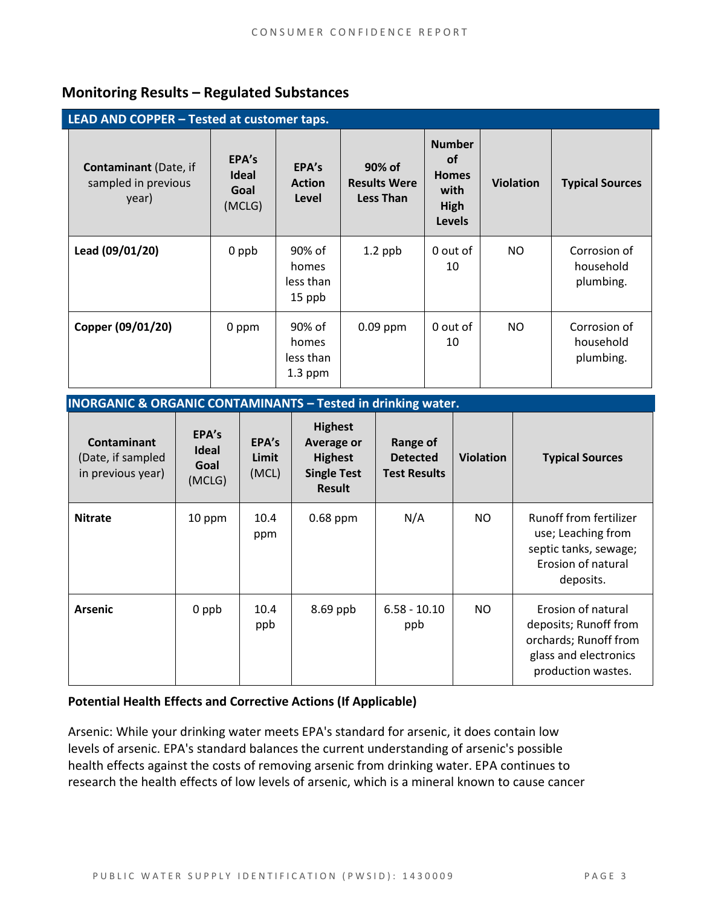## Monitoring Results – Regulated Substances

**LEAD AND COPPER – Tested at customer taps.**

| **Contaminant** (Date, if sampled in previous year) | **EPA's Ideal Goal** (MCLG) | **EPA's Action Level** | **90% of Results Were Less Than** | **Number of Homes with High Levels** | **Violation** | **Typical Sources** |
|---|---|---|---|---|---|---|
| **Lead (09/01/20)** | 0 ppb | 90% of homes less than 15 ppb | 1.2 ppb | 0 out of 10 | NO | Corrosion of household plumbing. |
| **Copper (09/01/20)** | 0 ppm | 90% of homes less than 1.3 ppm | 0.09 ppm | 0 out of 10 | NO | Corrosion of household plumbing. |

**INORGANIC & ORGANIC CONTAMINANTS – Tested in drinking water.**

| **Contaminant** (Date, if sampled in previous year) | **EPA's Ideal Goal** (MCLG) | **EPA's Limit** (MCL) | **Highest Average or Highest Single Test Result** | **Range of Detected Test Results** | **Violation** | **Typical Sources** |
|---|---|---|---|---|---|---|
| **Nitrate** | 10 ppm | 10.4 ppm | 0.68 ppm | N/A | NO | Runoff from fertilizer use; Leaching from septic tanks, sewage; Erosion of natural deposits. |
| **Arsenic** | 0 ppb | 10.4 ppb | 8.69 ppb | 6.58 - 10.10 ppb | NO | Erosion of natural deposits; Runoff from orchards; Runoff from glass and electronics production wastes. |

**Potential Health Effects and Corrective Actions (If Applicable)**

Arsenic: While your drinking water meets EPA's standard for arsenic, it does contain low levels of arsenic. EPA's standard balances the current understanding of arsenic's possible health effects against the costs of removing arsenic from drinking water. EPA continues to research the health effects of low levels of arsenic, which is a mineral known to cause cancer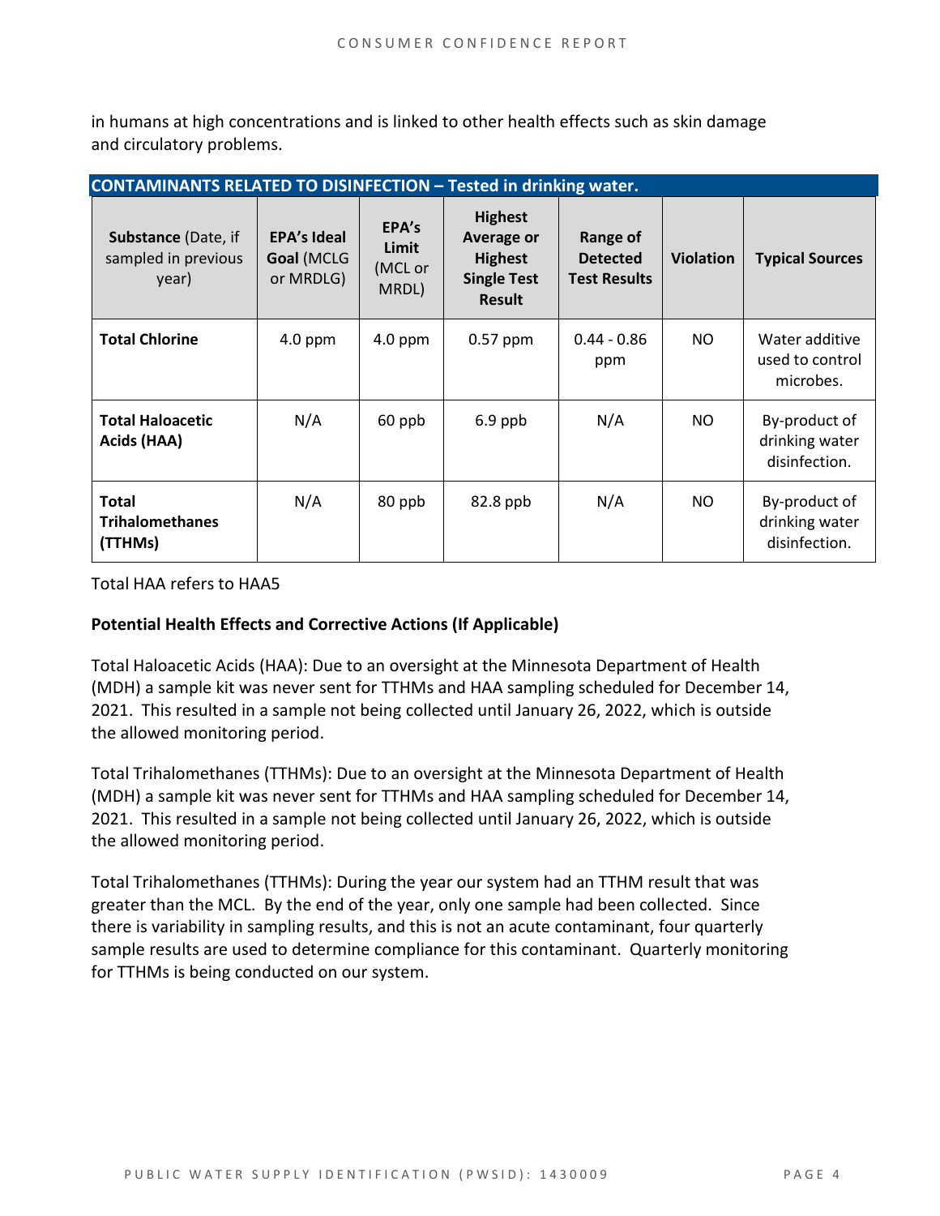in humans at high concentrations and is linked to other health effects such as skin damage and circulatory problems.

| CONTAMINANTS RELATED TO DISINFECTION – Tested in drinking water. | | | | | | |
|---|---|---|---|---|---|---|
| **Substance** (Date, if sampled in previous year) | **EPA's Ideal Goal** (MCLG or MRDLG) | **EPA's Limit** (MCL or MRDL) | **Highest Average or Highest Single Test Result** | **Range of Detected Test Results** | **Violation** | **Typical Sources** |
| **Total Chlorine** | 4.0 ppm | 4.0 ppm | 0.57 ppm | 0.44 - 0.86 ppm | NO | Water additive used to control microbes. |
| **Total Haloacetic Acids (HAA)** | N/A | 60 ppb | 6.9 ppb | N/A | NO | By-product of drinking water disinfection. |
| **Total Trihalomethanes (TTHMs)** | N/A | 80 ppb | 82.8 ppb | N/A | NO | By-product of drinking water disinfection. |

Total HAA refers to HAA5

**Potential Health Effects and Corrective Actions (If Applicable)**

Total Haloacetic Acids (HAA): Due to an oversight at the Minnesota Department of Health (MDH) a sample kit was never sent for TTHMs and HAA sampling scheduled for December 14, 2021. This resulted in a sample not being collected until January 26, 2022, which is outside the allowed monitoring period.

Total Trihalomethanes (TTHMs): Due to an oversight at the Minnesota Department of Health (MDH) a sample kit was never sent for TTHMs and HAA sampling scheduled for December 14, 2021. This resulted in a sample not being collected until January 26, 2022, which is outside the allowed monitoring period.

Total Trihalomethanes (TTHMs): During the year our system had an TTHM result that was greater than the MCL. By the end of the year, only one sample had been collected. Since there is variability in sampling results, and this is not an acute contaminant, four quarterly sample results are used to determine compliance for this contaminant. Quarterly monitoring for TTHMs is being conducted on our system.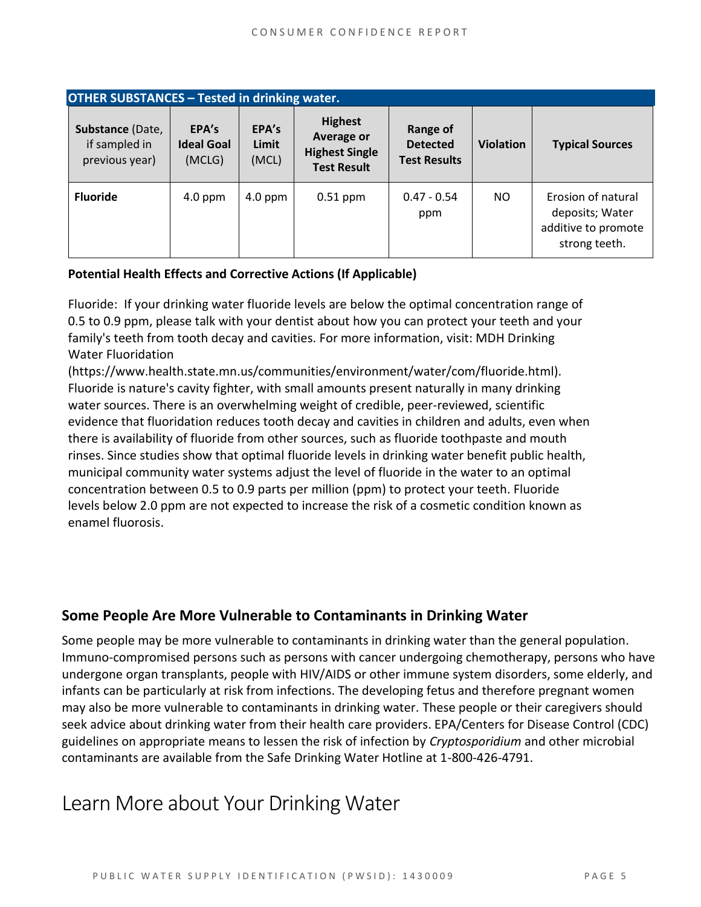| OTHER SUBSTANCES – Tested in drinking water. | | | | | | |
|---|---|---|---|---|---|---|
| **Substance** (Date, if sampled in previous year) | **EPA's Ideal Goal** (MCLG) | **EPA's Limit** (MCL) | **Highest Average or Highest Single Test Result** | **Range of Detected Test Results** | **Violation** | **Typical Sources** |
| **Fluoride** | 4.0 ppm | 4.0 ppm | 0.51 ppm | 0.47 - 0.54 ppm | NO | Erosion of natural deposits; Water additive to promote strong teeth. |

**Potential Health Effects and Corrective Actions (If Applicable)**

Fluoride: If your drinking water fluoride levels are below the optimal concentration range of 0.5 to 0.9 ppm, please talk with your dentist about how you can protect your teeth and your family's teeth from tooth decay and cavities. For more information, visit: MDH Drinking Water Fluoridation (https://www.health.state.mn.us/communities/environment/water/com/fluoride.html). Fluoride is nature's cavity fighter, with small amounts present naturally in many drinking water sources. There is an overwhelming weight of credible, peer-reviewed, scientific evidence that fluoridation reduces tooth decay and cavities in children and adults, even when there is availability of fluoride from other sources, such as fluoride toothpaste and mouth rinses. Since studies show that optimal fluoride levels in drinking water benefit public health, municipal community water systems adjust the level of fluoride in the water to an optimal concentration between 0.5 to 0.9 parts per million (ppm) to protect your teeth. Fluoride levels below 2.0 ppm are not expected to increase the risk of a cosmetic condition known as enamel fluorosis.

## Some People Are More Vulnerable to Contaminants in Drinking Water

Some people may be more vulnerable to contaminants in drinking water than the general population. Immuno-compromised persons such as persons with cancer undergoing chemotherapy, persons who have undergone organ transplants, people with HIV/AIDS or other immune system disorders, some elderly, and infants can be particularly at risk from infections. The developing fetus and therefore pregnant women may also be more vulnerable to contaminants in drinking water. These people or their caregivers should seek advice about drinking water from their health care providers. EPA/Centers for Disease Control (CDC) guidelines on appropriate means to lessen the risk of infection by *Cryptosporidium* and other microbial contaminants are available from the Safe Drinking Water Hotline at 1-800-426-4791.

# Learn More about Your Drinking Water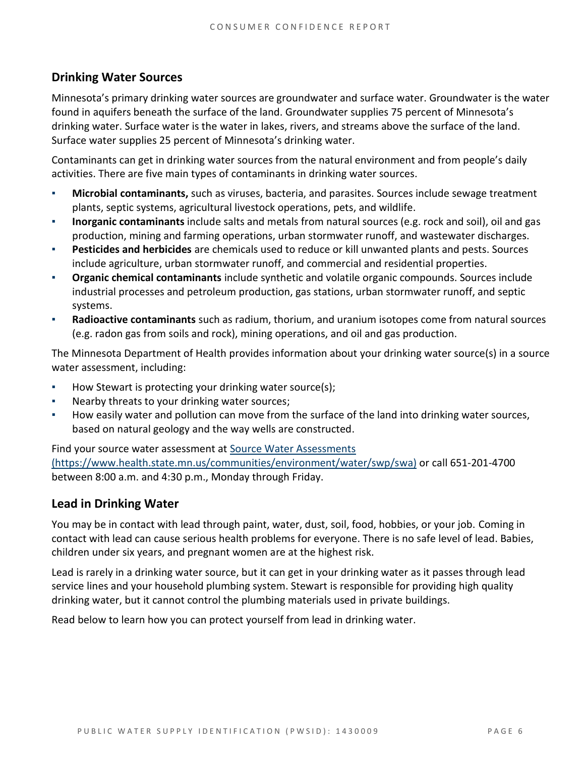## Drinking Water Sources

Minnesota's primary drinking water sources are groundwater and surface water. Groundwater is the water found in aquifers beneath the surface of the land. Groundwater supplies 75 percent of Minnesota's drinking water. Surface water is the water in lakes, rivers, and streams above the surface of the land. Surface water supplies 25 percent of Minnesota's drinking water.

Contaminants can get in drinking water sources from the natural environment and from people's daily activities. There are five main types of contaminants in drinking water sources.

- **Microbial contaminants,** such as viruses, bacteria, and parasites. Sources include sewage treatment plants, septic systems, agricultural livestock operations, pets, and wildlife.
- **Inorganic contaminants** include salts and metals from natural sources (e.g. rock and soil), oil and gas production, mining and farming operations, urban stormwater runoff, and wastewater discharges.
- **Pesticides and herbicides** are chemicals used to reduce or kill unwanted plants and pests. Sources include agriculture, urban stormwater runoff, and commercial and residential properties.
- **Organic chemical contaminants** include synthetic and volatile organic compounds. Sources include industrial processes and petroleum production, gas stations, urban stormwater runoff, and septic systems.
- **Radioactive contaminants** such as radium, thorium, and uranium isotopes come from natural sources (e.g. radon gas from soils and rock), mining operations, and oil and gas production.

The Minnesota Department of Health provides information about your drinking water source(s) in a source water assessment, including:

- How Stewart is protecting your drinking water source(s);
- Nearby threats to your drinking water sources;
- How easily water and pollution can move from the surface of the land into drinking water sources, based on natural geology and the way wells are constructed.

Find your source water assessment at [Source Water Assessments (https://www.health.state.mn.us/communities/environment/water/swp/swa)](https://www.health.state.mn.us/communities/environment/water/swp/swa) or call 651-201-4700 between 8:00 a.m. and 4:30 p.m., Monday through Friday.

## Lead in Drinking Water

You may be in contact with lead through paint, water, dust, soil, food, hobbies, or your job. Coming in contact with lead can cause serious health problems for everyone. There is no safe level of lead. Babies, children under six years, and pregnant women are at the highest risk.

Lead is rarely in a drinking water source, but it can get in your drinking water as it passes through lead service lines and your household plumbing system. Stewart is responsible for providing high quality drinking water, but it cannot control the plumbing materials used in private buildings.

Read below to learn how you can protect yourself from lead in drinking water.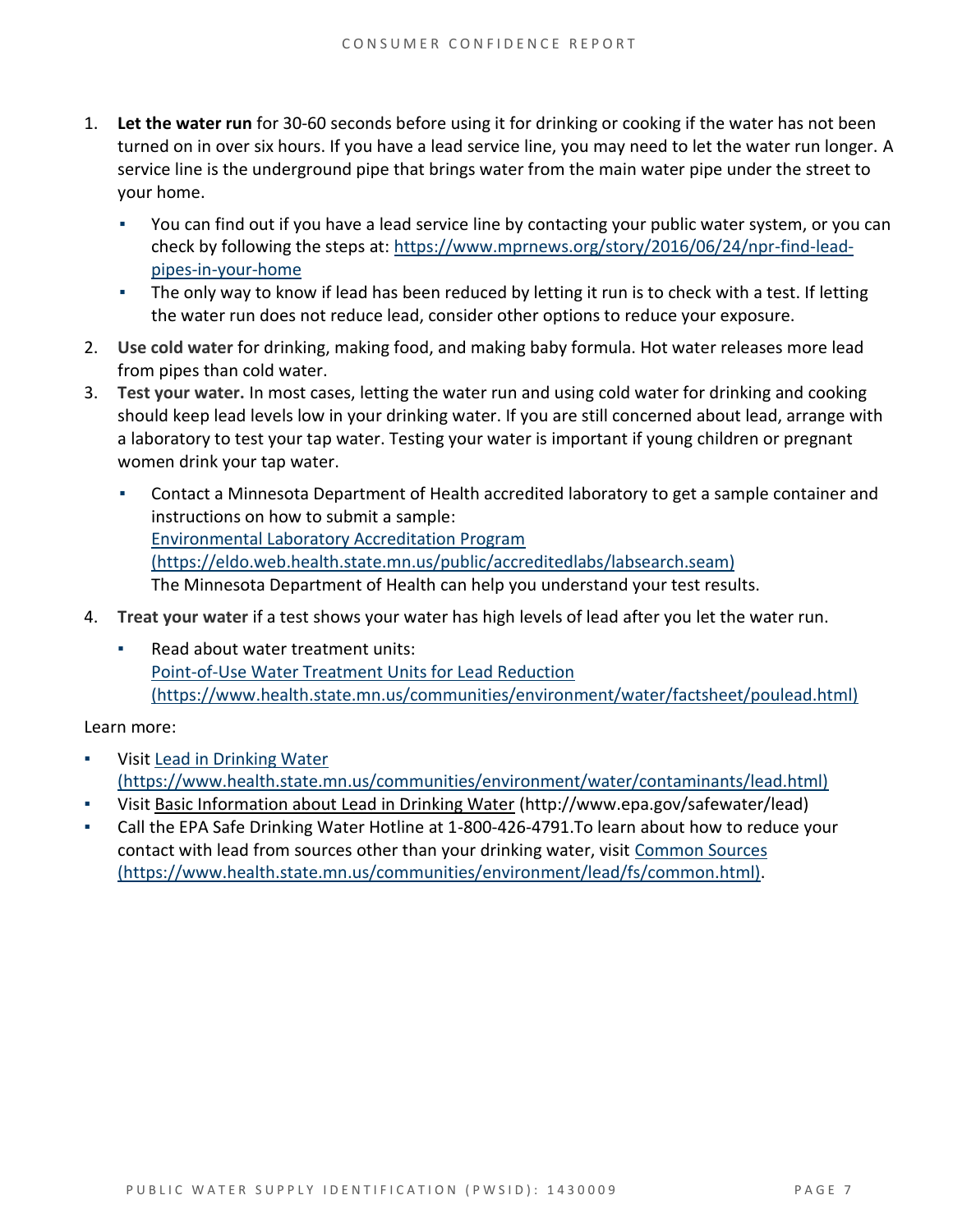1. **Let the water run** for 30-60 seconds before using it for drinking or cooking if the water has not been turned on in over six hours. If you have a lead service line, you may need to let the water run longer. A service line is the underground pipe that brings water from the main water pipe under the street to your home.
   - You can find out if you have a lead service line by contacting your public water system, or you can check by following the steps at: [https://www.mprnews.org/story/2016/06/24/npr-find-lead-pipes-in-your-home](https://www.mprnews.org/story/2016/06/24/npr-find-lead-pipes-in-your-home)
   - The only way to know if lead has been reduced by letting it run is to check with a test. If letting the water run does not reduce lead, consider other options to reduce your exposure.
2. **Use cold water** for drinking, making food, and making baby formula. Hot water releases more lead from pipes than cold water.
3. **Test your water.** In most cases, letting the water run and using cold water for drinking and cooking should keep lead levels low in your drinking water. If you are still concerned about lead, arrange with a laboratory to test your tap water. Testing your water is important if young children or pregnant women drink your tap water.
   - Contact a Minnesota Department of Health accredited laboratory to get a sample container and instructions on how to submit a sample:
     [Environmental Laboratory Accreditation Program (https://eldo.web.health.state.mn.us/public/accreditedlabs/labsearch.seam)](https://eldo.web.health.state.mn.us/public/accreditedlabs/labsearch.seam)
     The Minnesota Department of Health can help you understand your test results.
4. **Treat your water** if a test shows your water has high levels of lead after you let the water run.
   - Read about water treatment units:
     [Point-of-Use Water Treatment Units for Lead Reduction (https://www.health.state.mn.us/communities/environment/water/factsheet/poulead.html)](https://www.health.state.mn.us/communities/environment/water/factsheet/poulead.html)

Learn more:

- Visit [Lead in Drinking Water (https://www.health.state.mn.us/communities/environment/water/contaminants/lead.html)](https://www.health.state.mn.us/communities/environment/water/contaminants/lead.html)
- Visit Basic Information about Lead in Drinking Water (http://www.epa.gov/safewater/lead)
- Call the EPA Safe Drinking Water Hotline at 1-800-426-4791.To learn about how to reduce your contact with lead from sources other than your drinking water, visit [Common Sources (https://www.health.state.mn.us/communities/environment/lead/fs/common.html)](https://www.health.state.mn.us/communities/environment/lead/fs/common.html).